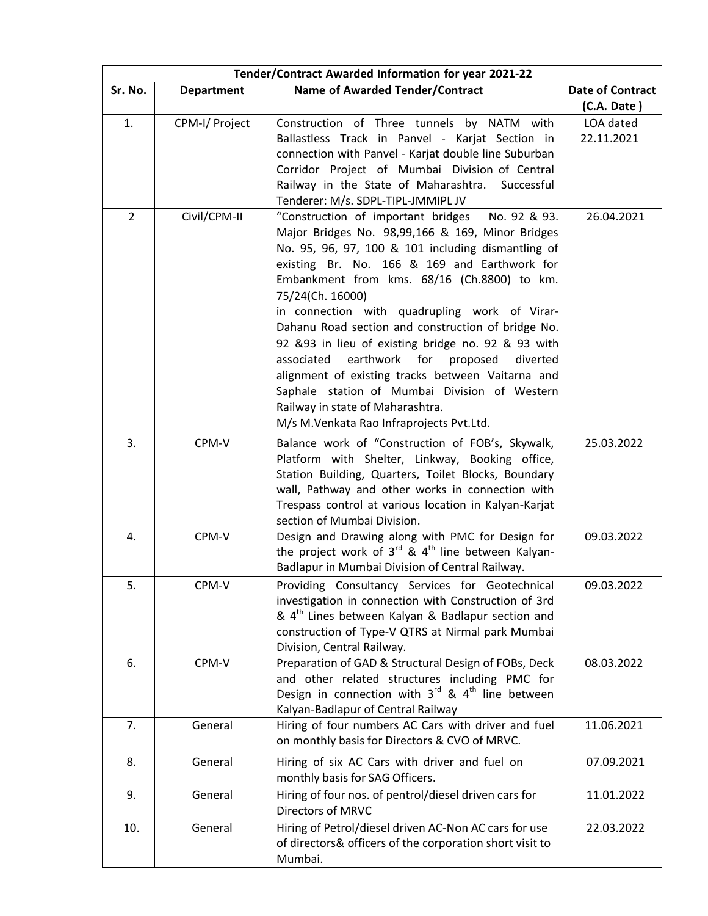| Tender/Contract Awarded Information for year 2021-22 | | | |
|---|---|---|---|
| **Sr. No.** | **Department** | **Name of Awarded Tender/Contract** | **Date of Contract (C.A. Date )** |
| 1. | CPM-I/ Project | Construction of Three tunnels by NATM with Ballastless Track in Panvel - Karjat Section in connection with Panvel - Karjat double line Suburban Corridor Project of Mumbai Division of Central Railway in the State of Maharashtra. Successful Tenderer: M/s. SDPL-TIPL-JMMIPL JV | LOA dated 22.11.2021 |
| 2 | Civil/CPM-II | "Construction of important bridges No. 92 & 93. Major Bridges No. 98,99,166 & 169, Minor Bridges No. 95, 96, 97, 100 & 101 including dismantling of existing Br. No. 166 & 169 and Earthwork for Embankment from kms. 68/16 (Ch.8800) to km. 75/24(Ch. 16000) in connection with quadrupling work of Virar-Dahanu Road section and construction of bridge No. 92 &93 in lieu of existing bridge no. 92 & 93 with associated earthwork for proposed diverted alignment of existing tracks between Vaitarna and Saphale station of Mumbai Division of Western Railway in state of Maharashtra. M/s M.Venkata Rao Infraprojects Pvt.Ltd. | 26.04.2021 |
| 3. | CPM-V | Balance work of "Construction of FOB's, Skywalk, Platform with Shelter, Linkway, Booking office, Station Building, Quarters, Toilet Blocks, Boundary wall, Pathway and other works in connection with Trespass control at various location in Kalyan-Karjat section of Mumbai Division. | 25.03.2022 |
| 4. | CPM-V | Design and Drawing along with PMC for Design for the project work of 3rd & 4th line between Kalyan-Badlapur in Mumbai Division of Central Railway. | 09.03.2022 |
| 5. | CPM-V | Providing Consultancy Services for Geotechnical investigation in connection with Construction of 3rd & 4th Lines between Kalyan & Badlapur section and construction of Type-V QTRS at Nirmal park Mumbai Division, Central Railway. | 09.03.2022 |
| 6. | CPM-V | Preparation of GAD & Structural Design of FOBs, Deck and other related structures including PMC for Design in connection with 3rd & 4th line between Kalyan-Badlapur of Central Railway | 08.03.2022 |
| 7. | General | Hiring of four numbers AC Cars with driver and fuel on monthly basis for Directors & CVO of MRVC. | 11.06.2021 |
| 8. | General | Hiring of six AC Cars with driver and fuel on monthly basis for SAG Officers. | 07.09.2021 |
| 9. | General | Hiring of four nos. of pentrol/diesel driven cars for Directors of MRVC | 11.01.2022 |
| 10. | General | Hiring of Petrol/diesel driven AC-Non AC cars for use of directors& officers of the corporation short visit to Mumbai. | 22.03.2022 |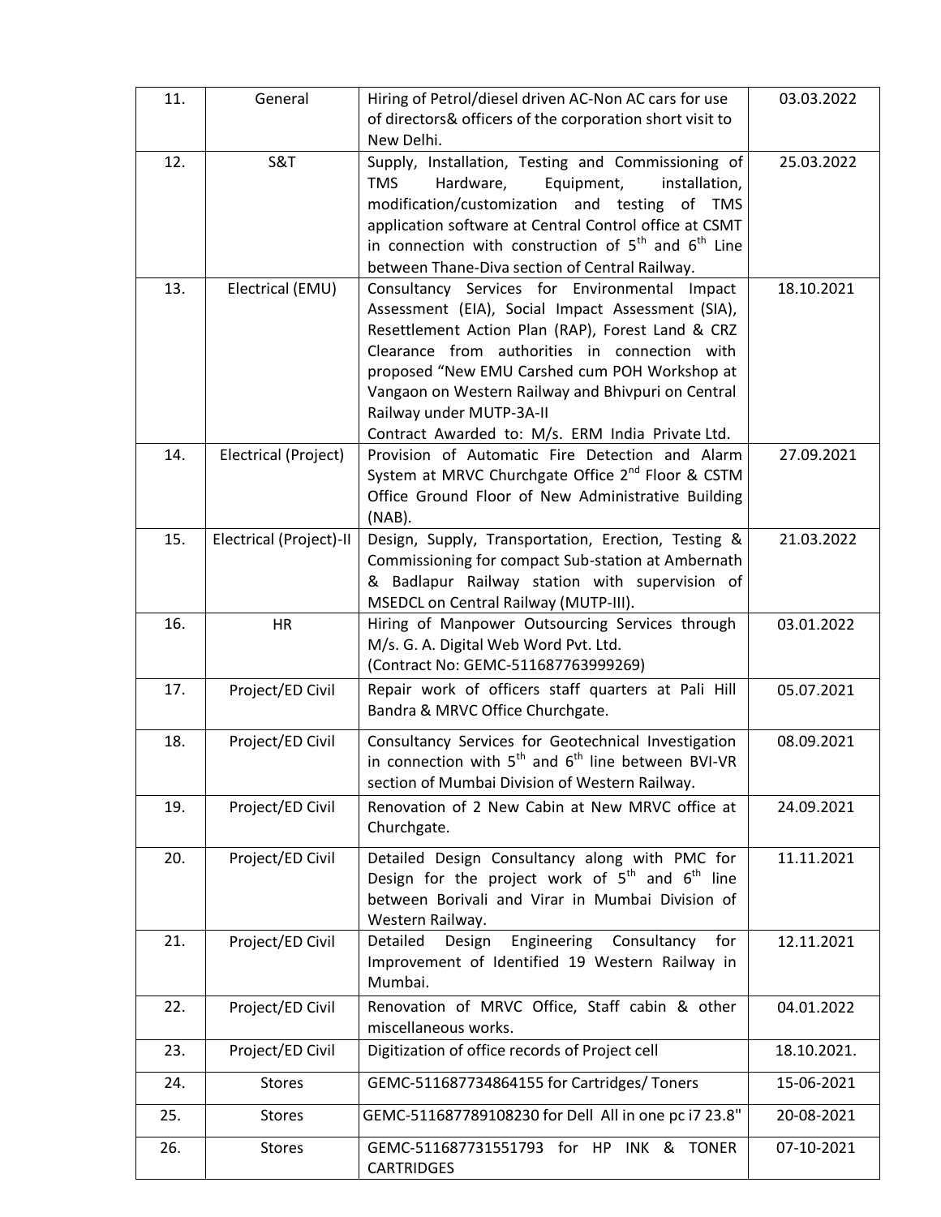| 11. | General | Hiring of Petrol/diesel driven AC-Non AC cars for use of directors& officers of the corporation short visit to New Delhi. | 03.03.2022 |
|---|---|---|---|
| 12. | S&T | Supply, Installation, Testing and Commissioning of TMS Hardware, Equipment, installation, modification/customization and testing of TMS application software at Central Control office at CSMT in connection with construction of 5th and 6th Line between Thane-Diva section of Central Railway. | 25.03.2022 |
| 13. | Electrical (EMU) | Consultancy Services for Environmental Impact Assessment (EIA), Social Impact Assessment (SIA), Resettlement Action Plan (RAP), Forest Land & CRZ Clearance from authorities in connection with proposed "New EMU Carshed cum POH Workshop at Vangaon on Western Railway and Bhivpuri on Central Railway under MUTP-3A-II<br>Contract Awarded to: M/s. ERM India Private Ltd. | 18.10.2021 |
| 14. | Electrical (Project) | Provision of Automatic Fire Detection and Alarm System at MRVC Churchgate Office 2nd Floor & CSTM Office Ground Floor of New Administrative Building (NAB). | 27.09.2021 |
| 15. | Electrical (Project)-II | Design, Supply, Transportation, Erection, Testing & Commissioning for compact Sub-station at Ambernath & Badlapur Railway station with supervision of MSEDCL on Central Railway (MUTP-III). | 21.03.2022 |
| 16. | HR | Hiring of Manpower Outsourcing Services through M/s. G. A. Digital Web Word Pvt. Ltd.<br>(Contract No: GEMC-511687763999269) | 03.01.2022 |
| 17. | Project/ED Civil | Repair work of officers staff quarters at Pali Hill Bandra & MRVC Office Churchgate. | 05.07.2021 |
| 18. | Project/ED Civil | Consultancy Services for Geotechnical Investigation in connection with 5th and 6th line between BVI-VR section of Mumbai Division of Western Railway. | 08.09.2021 |
| 19. | Project/ED Civil | Renovation of 2 New Cabin at New MRVC office at Churchgate. | 24.09.2021 |
| 20. | Project/ED Civil | Detailed Design Consultancy along with PMC for Design for the project work of 5th and 6th line between Borivali and Virar in Mumbai Division of Western Railway. | 11.11.2021 |
| 21. | Project/ED Civil | Detailed Design Engineering Consultancy for Improvement of Identified 19 Western Railway in Mumbai. | 12.11.2021 |
| 22. | Project/ED Civil | Renovation of MRVC Office, Staff cabin & other miscellaneous works. | 04.01.2022 |
| 23. | Project/ED Civil | Digitization of office records of Project cell | 18.10.2021. |
| 24. | Stores | GEMC-511687734864155 for Cartridges/ Toners | 15-06-2021 |
| 25. | Stores | GEMC-511687789108230 for Dell All in one pc i7 23.8" | 20-08-2021 |
| 26. | Stores | GEMC-511687731551793 for HP INK & TONER CARTRIDGES | 07-10-2021 |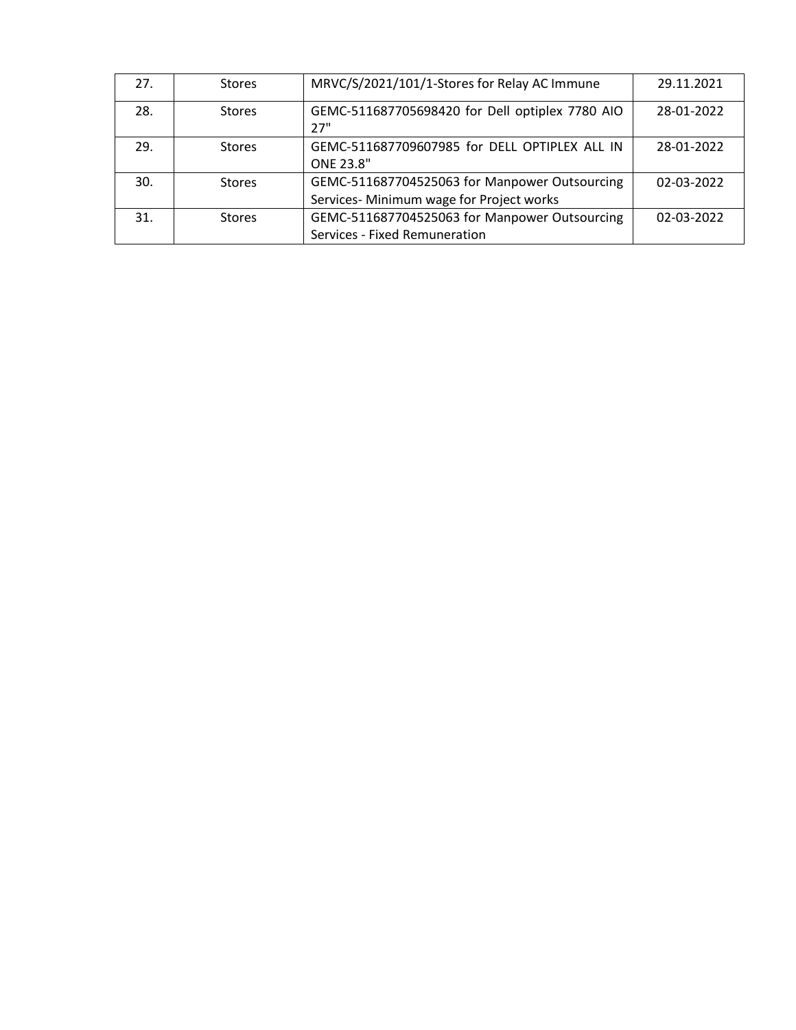| | | | |
|---|---|---|---|
| 27. | Stores | MRVC/S/2021/101/1-Stores for Relay AC Immune | 29.11.2021 |
| 28. | Stores | GEMC-511687705698420 for Dell optiplex 7780 AIO 27" | 28-01-2022 |
| 29. | Stores | GEMC-511687709607985 for DELL OPTIPLEX ALL IN ONE 23.8" | 28-01-2022 |
| 30. | Stores | GEMC-511687704525063 for Manpower Outsourcing Services- Minimum wage for Project works | 02-03-2022 |
| 31. | Stores | GEMC-511687704525063 for Manpower Outsourcing Services - Fixed Remuneration | 02-03-2022 |